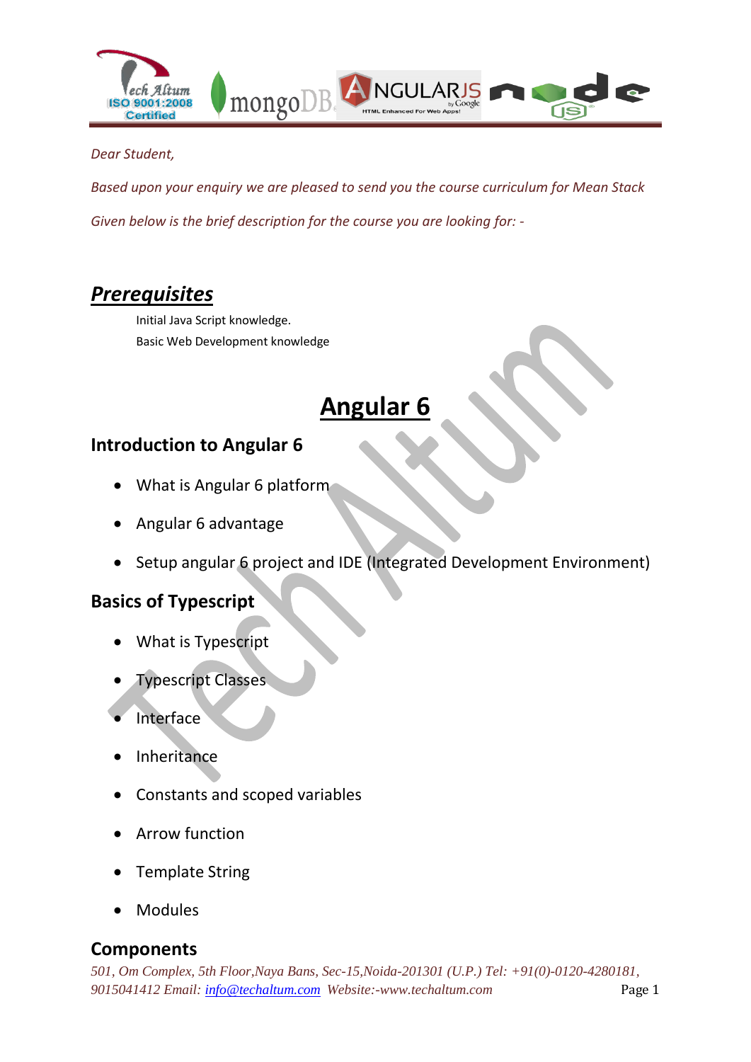*Dear Student,*

*Based upon your enquiry we are pleased to send you the course curriculum for Mean Stack*

*Given below is the brief description for the course you are looking for: -*

## ***Prerequisites***

Initial Java Script knowledge.
Basic Web Development knowledge

# Angular 6

### Introduction to Angular 6

- What is Angular 6 platform
- Angular 6 advantage
- Setup angular 6 project and IDE (Integrated Development Environment)

### Basics of Typescript

- What is Typescript
- Typescript Classes
- Interface
- Inheritance
- Constants and scoped variables
- Arrow function
- Template String
- Modules

### Components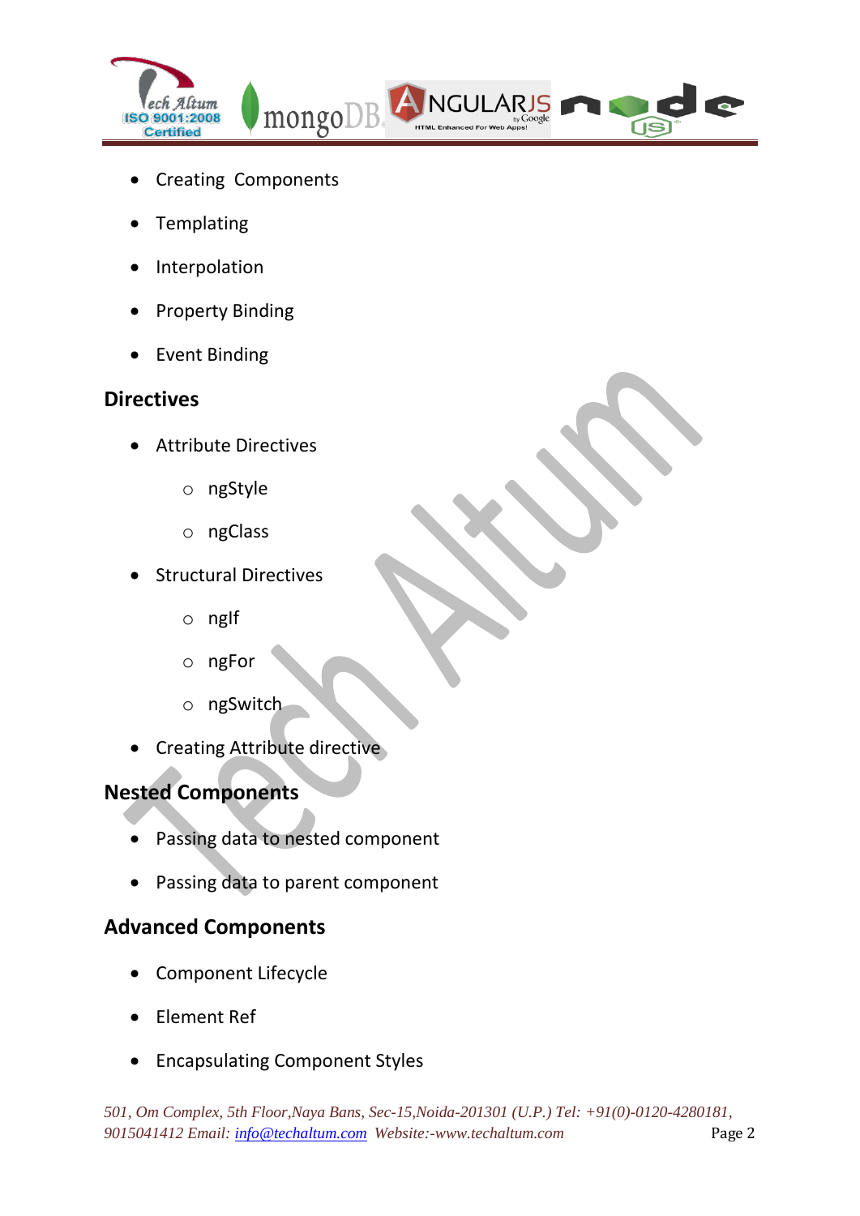- Creating Components
- Templating
- Interpolation
- Property Binding
- Event Binding

## Directives

- Attribute Directives
  - ngStyle
  - ngClass
- Structural Directives
  - ngIf
  - ngFor
  - ngSwitch
- Creating Attribute directive

## Nested Components

- Passing data to nested component
- Passing data to parent component

## Advanced Components

- Component Lifecycle
- Element Ref
- Encapsulating Component Styles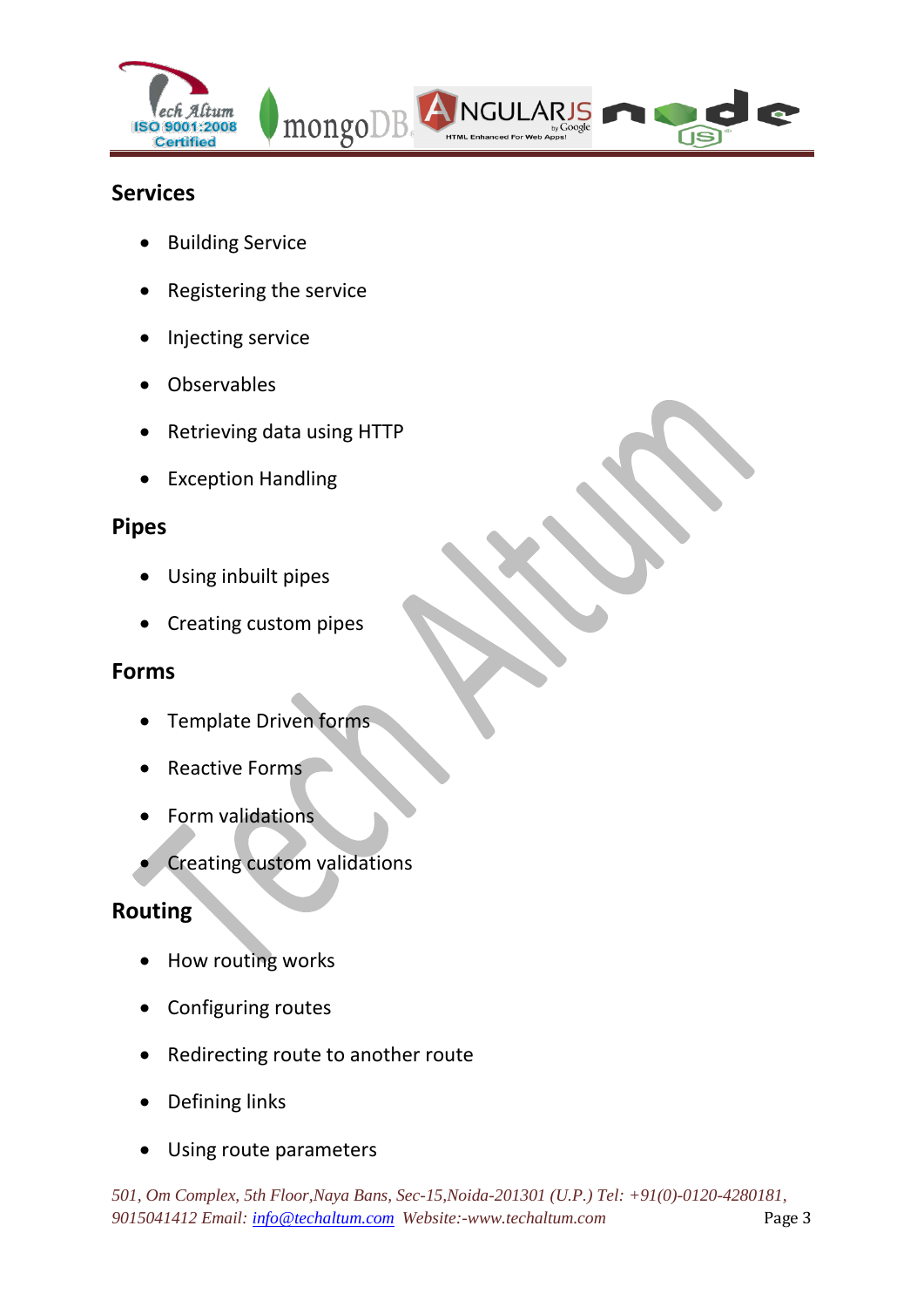## Services

- Building Service
- Registering the service
- Injecting service
- Observables
- Retrieving data using HTTP
- Exception Handling

## Pipes

- Using inbuilt pipes
- Creating custom pipes

## Forms

- Template Driven forms
- Reactive Forms
- Form validations
- Creating custom validations

## Routing

- How routing works
- Configuring routes
- Redirecting route to another route
- Defining links
- Using route parameters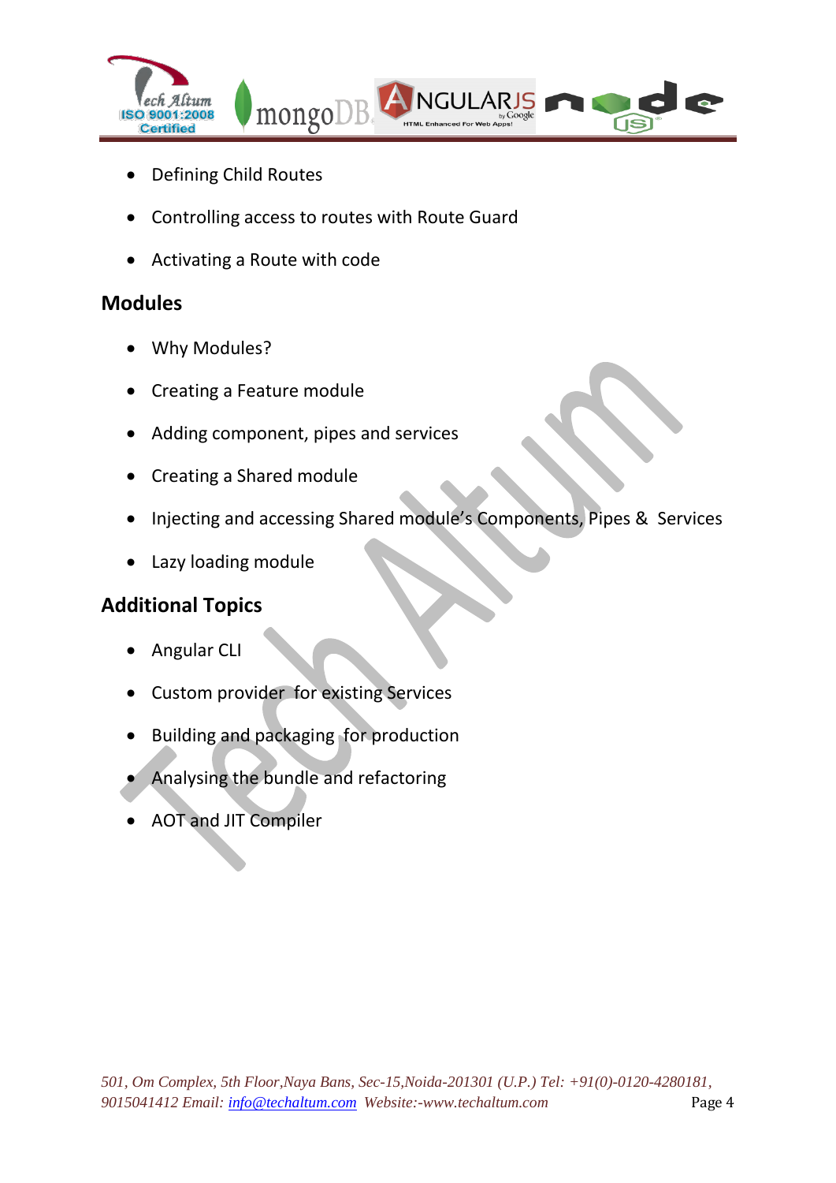- Defining Child Routes
- Controlling access to routes with Route Guard
- Activating a Route with code

## Modules

- Why Modules?
- Creating a Feature module
- Adding component, pipes and services
- Creating a Shared module
- Injecting and accessing Shared module's Components, Pipes & Services
- Lazy loading module

## Additional Topics

- Angular CLI
- Custom provider for existing Services
- Building and packaging for production
- Analysing the bundle and refactoring
- AOT and JIT Compiler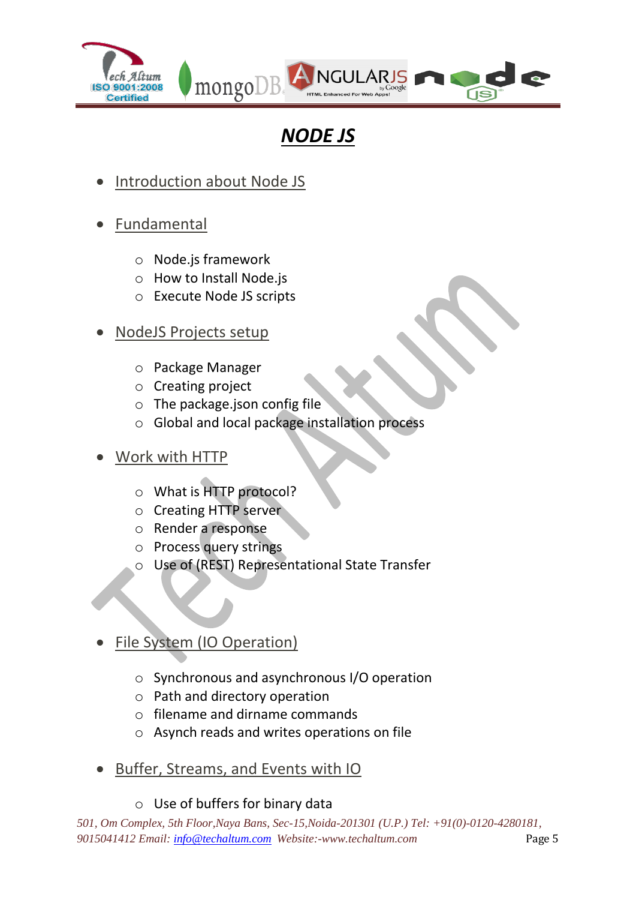# NODE JS

- Introduction about Node JS

- Fundamental
  - Node.js framework
  - How to Install Node.js
  - Execute Node JS scripts

- NodeJS Projects setup
  - Package Manager
  - Creating project
  - The package.json config file
  - Global and local package installation process

- Work with HTTP
  - What is HTTP protocol?
  - Creating HTTP server
  - Render a response
  - Process query strings
  - Use of (REST) Representational State Transfer

- File System (IO Operation)
  - Synchronous and asynchronous I/O operation
  - Path and directory operation
  - filename and dirname commands
  - Asynch reads and writes operations on file

- Buffer, Streams, and Events with IO
  - Use of buffers for binary data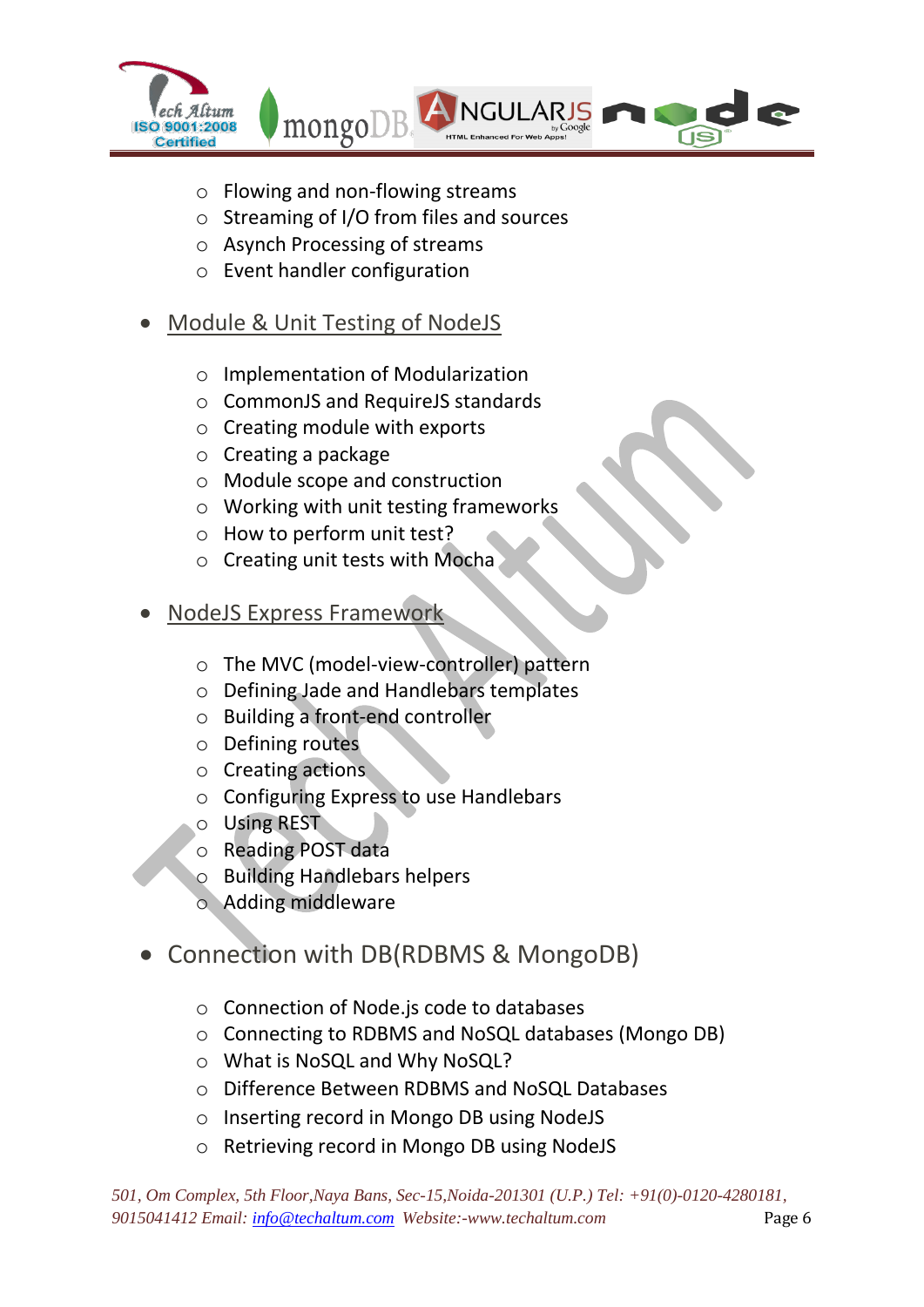- Flowing and non-flowing streams
- Streaming of I/O from files and sources
- Asynch Processing of streams
- Event handler configuration

- Module & Unit Testing of NodeJS
  - Implementation of Modularization
  - CommonJS and RequireJS standards
  - Creating module with exports
  - Creating a package
  - Module scope and construction
  - Working with unit testing frameworks
  - How to perform unit test?
  - Creating unit tests with Mocha

- NodeJS Express Framework
  - The MVC (model-view-controller) pattern
  - Defining Jade and Handlebars templates
  - Building a front-end controller
  - Defining routes
  - Creating actions
  - Configuring Express to use Handlebars
  - Using REST
  - Reading POST data
  - Building Handlebars helpers
  - Adding middleware

- Connection with DB(RDBMS & MongoDB)
  - Connection of Node.js code to databases
  - Connecting to RDBMS and NoSQL databases (Mongo DB)
  - What is NoSQL and Why NoSQL?
  - Difference Between RDBMS and NoSQL Databases
  - Inserting record in Mongo DB using NodeJS
  - Retrieving record in Mongo DB using NodeJS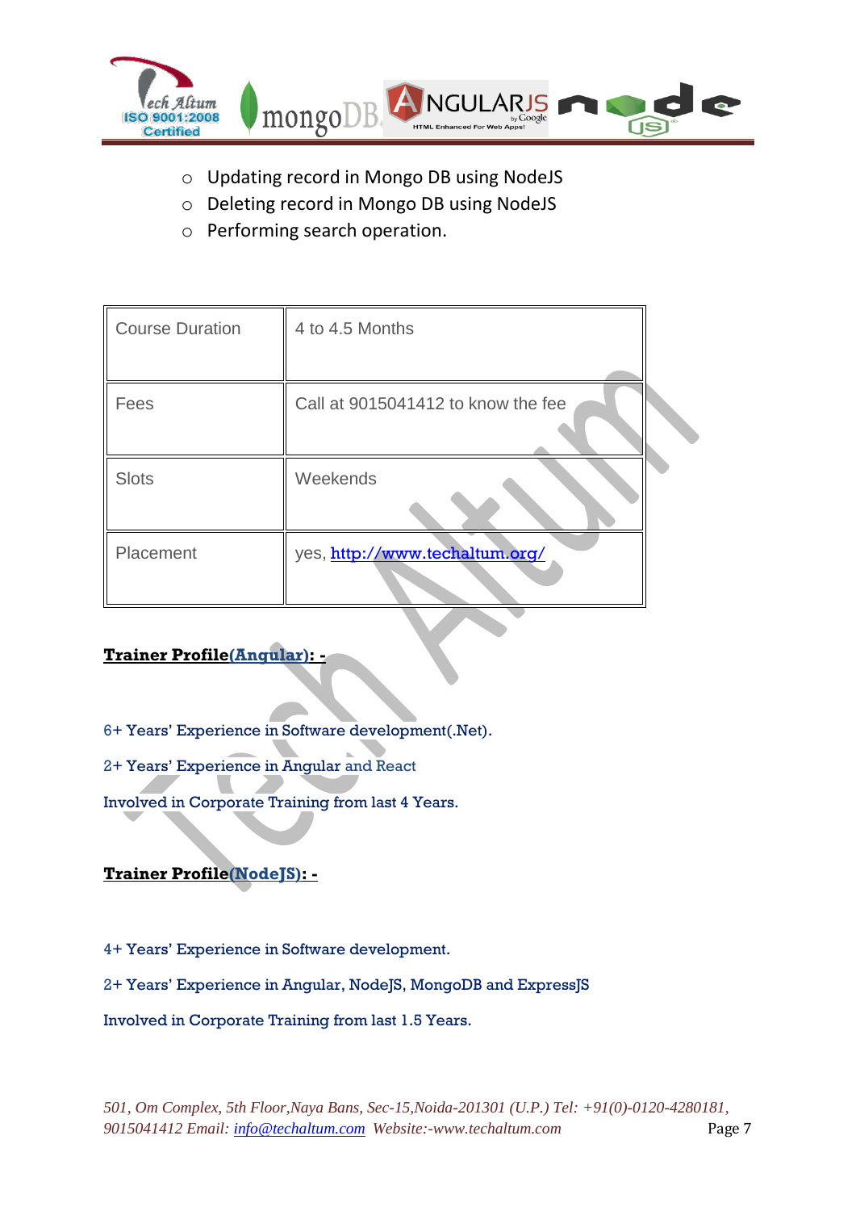- Updating record in Mongo DB using NodeJS
- Deleting record in Mongo DB using NodeJS
- Performing search operation.

| | |
|---|---|
| Course Duration | 4 to 4.5 Months |
| Fees | Call at 9015041412 to know the fee |
| Slots | Weekends |
| Placement | yes, http://www.techaltum.org/ |

**Trainer Profile(Angular): -**

6+ Years' Experience in Software development(.Net).

2+ Years' Experience in Angular and React

Involved in Corporate Training from last 4 Years.

**Trainer Profile(NodeJS): -**

4+ Years' Experience in Software development.

2+ Years' Experience in Angular, NodeJS, MongoDB and ExpressJS

Involved in Corporate Training from last 1.5 Years.